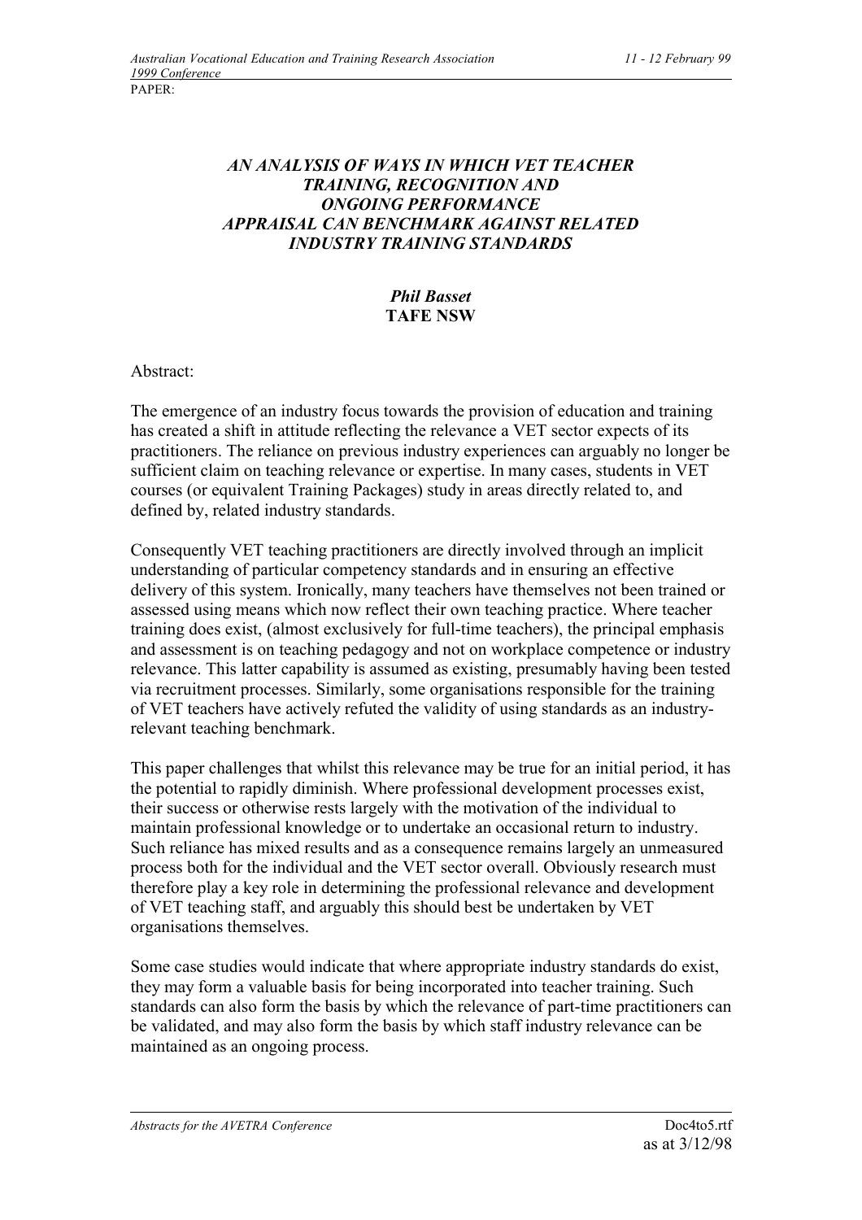PAPER:

# *AN ANALYSIS OF WAYS IN WHICH VET TEACHER TRAINING, RECOGNITION AND ONGOING PERFORMANCE APPRAISAL CAN BENCHMARK AGAINST RELATED INDUSTRY TRAINING STANDARDS*

***Phil Basset***
**TAFE NSW**

Abstract:

The emergence of an industry focus towards the provision of education and training has created a shift in attitude reflecting the relevance a VET sector expects of its practitioners. The reliance on previous industry experiences can arguably no longer be sufficient claim on teaching relevance or expertise. In many cases, students in VET courses (or equivalent Training Packages) study in areas directly related to, and defined by, related industry standards.

Consequently VET teaching practitioners are directly involved through an implicit understanding of particular competency standards and in ensuring an effective delivery of this system. Ironically, many teachers have themselves not been trained or assessed using means which now reflect their own teaching practice. Where teacher training does exist, (almost exclusively for full-time teachers), the principal emphasis and assessment is on teaching pedagogy and not on workplace competence or industry relevance. This latter capability is assumed as existing, presumably having been tested via recruitment processes. Similarly, some organisations responsible for the training of VET teachers have actively refuted the validity of using standards as an industry-relevant teaching benchmark.

This paper challenges that whilst this relevance may be true for an initial period, it has the potential to rapidly diminish. Where professional development processes exist, their success or otherwise rests largely with the motivation of the individual to maintain professional knowledge or to undertake an occasional return to industry. Such reliance has mixed results and as a consequence remains largely an unmeasured process both for the individual and the VET sector overall. Obviously research must therefore play a key role in determining the professional relevance and development of VET teaching staff, and arguably this should best be undertaken by VET organisations themselves.

Some case studies would indicate that where appropriate industry standards do exist, they may form a valuable basis for being incorporated into teacher training. Such standards can also form the basis by which the relevance of part-time practitioners can be validated, and may also form the basis by which staff industry relevance can be maintained as an ongoing process.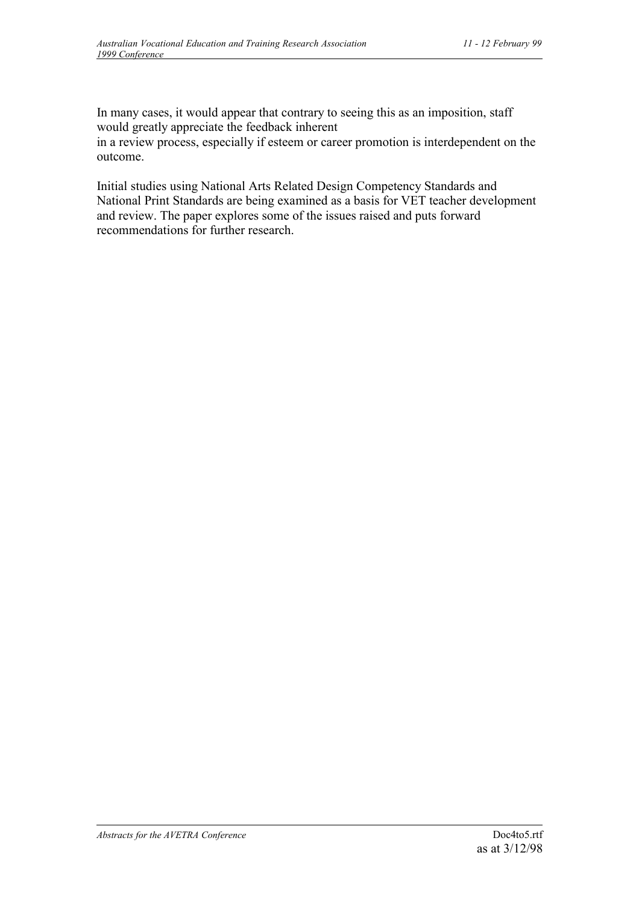In many cases, it would appear that contrary to seeing this as an imposition, staff would greatly appreciate the feedback inherent in a review process, especially if esteem or career promotion is interdependent on the outcome.

Initial studies using National Arts Related Design Competency Standards and National Print Standards are being examined as a basis for VET teacher development and review. The paper explores some of the issues raised and puts forward recommendations for further research.